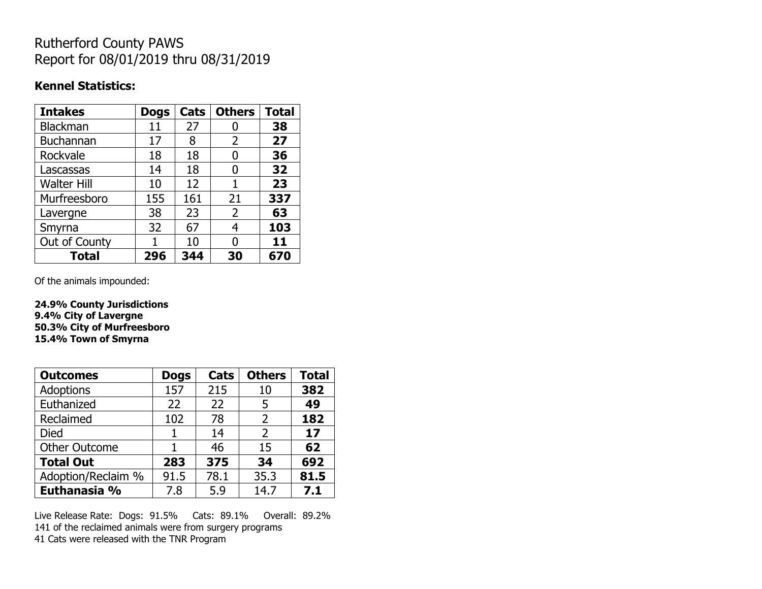# Rutherford County PAWS
# Report for 08/01/2019 thru 08/31/2019

**Kennel Statistics:**

| Intakes | Dogs | Cats | Others | Total |
|---|---|---|---|---|
| Blackman | 11 | 27 | 0 | **38** |
| Buchannan | 17 | 8 | 2 | **27** |
| Rockvale | 18 | 18 | 0 | **36** |
| Lascassas | 14 | 18 | 0 | **32** |
| Walter Hill | 10 | 12 | 1 | **23** |
| Murfreesboro | 155 | 161 | 21 | **337** |
| Lavergne | 38 | 23 | 2 | **63** |
| Smyrna | 32 | 67 | 4 | **103** |
| Out of County | 1 | 10 | 0 | **11** |
| **Total** | **296** | **344** | **30** | **670** |

Of the animals impounded:

**24.9% County Jurisdictions**
**9.4% City of Lavergne**
**50.3% City of Murfreesboro**
**15.4% Town of Smyrna**

| Outcomes | Dogs | Cats | Others | Total |
|---|---|---|---|---|
| Adoptions | 157 | 215 | 10 | **382** |
| Euthanized | 22 | 22 | 5 | **49** |
| Reclaimed | 102 | 78 | 2 | **182** |
| Died | 1 | 14 | 2 | **17** |
| Other Outcome | 1 | 46 | 15 | **62** |
| **Total Out** | **283** | **375** | **34** | **692** |
| Adoption/Reclaim % | 91.5 | 78.1 | 35.3 | **81.5** |
| **Euthanasia %** | 7.8 | 5.9 | 14.7 | **7.1** |

Live Release Rate: Dogs: 91.5% Cats: 89.1% Overall: 89.2%
141 of the reclaimed animals were from surgery programs
41 Cats were released with the TNR Program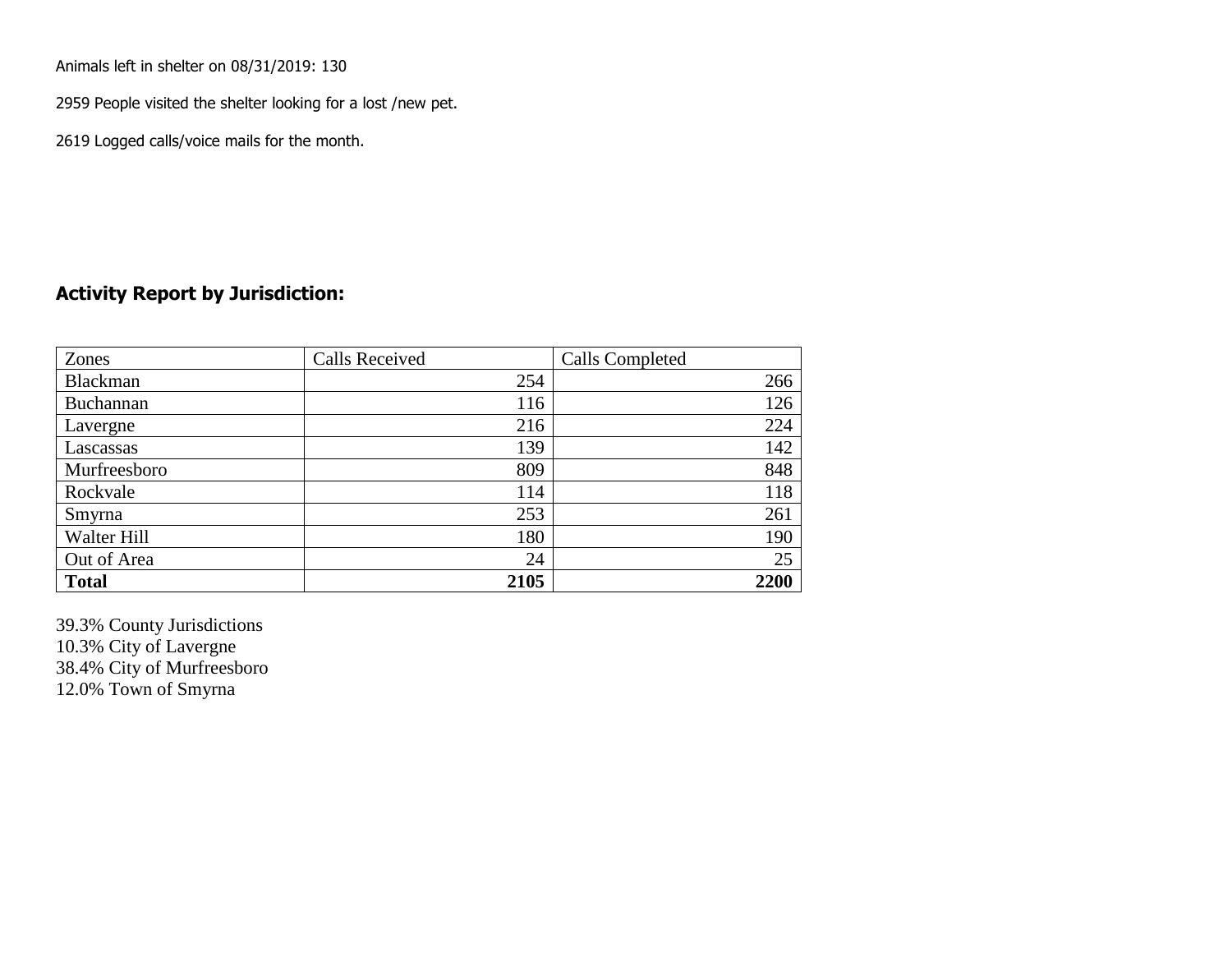Animals left in shelter on 08/31/2019: 130

2959 People visited the shelter looking for a lost /new pet.

2619 Logged calls/voice mails for the month.

## Activity Report by Jurisdiction:

| Zones | Calls Received | Calls Completed |
|---|---|---|
| Blackman | 254 | 266 |
| Buchannan | 116 | 126 |
| Lavergne | 216 | 224 |
| Lascassas | 139 | 142 |
| Murfreesboro | 809 | 848 |
| Rockvale | 114 | 118 |
| Smyrna | 253 | 261 |
| Walter Hill | 180 | 190 |
| Out of Area | 24 | 25 |
| **Total** | **2105** | **2200** |

39.3% County Jurisdictions
10.3% City of Lavergne
38.4% City of Murfreesboro
12.0% Town of Smyrna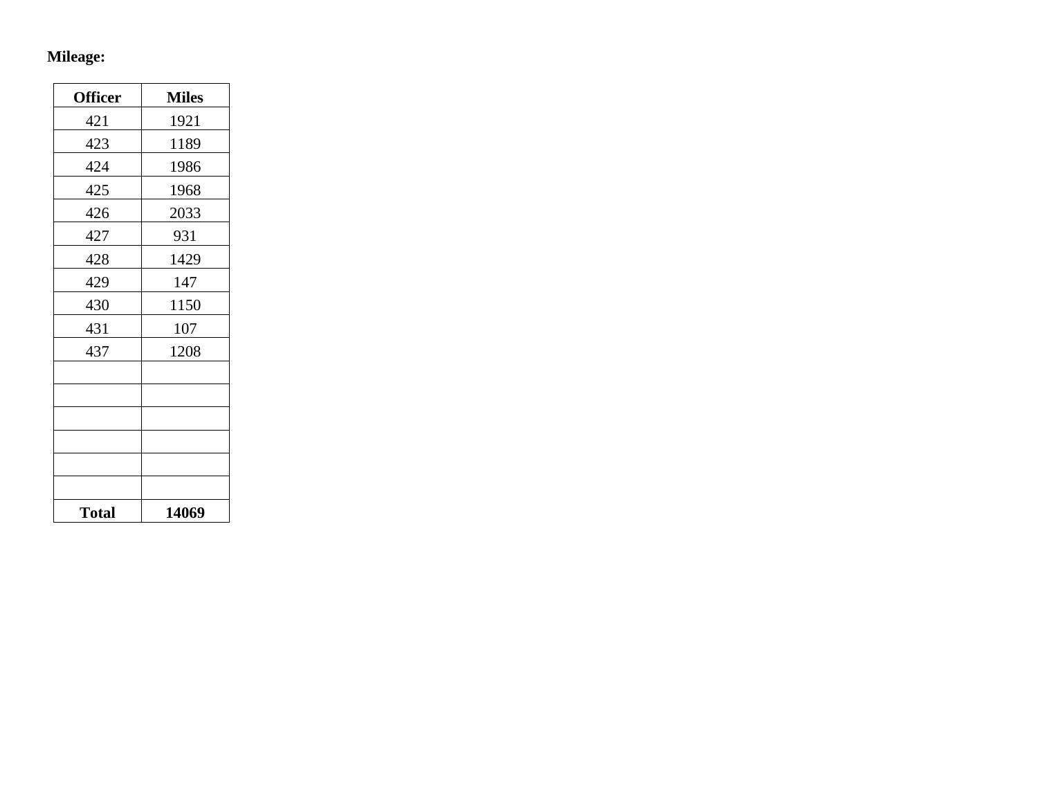**Mileage:**

| Officer | Miles |
|---|---|
| 421 | 1921 |
| 423 | 1189 |
| 424 | 1986 |
| 425 | 1968 |
| 426 | 2033 |
| 427 | 931 |
| 428 | 1429 |
| 429 | 147 |
| 430 | 1150 |
| 431 | 107 |
| 437 | 1208 |
| | |
| | |
| | |
| | |
| | |
| | |
| **Total** | **14069** |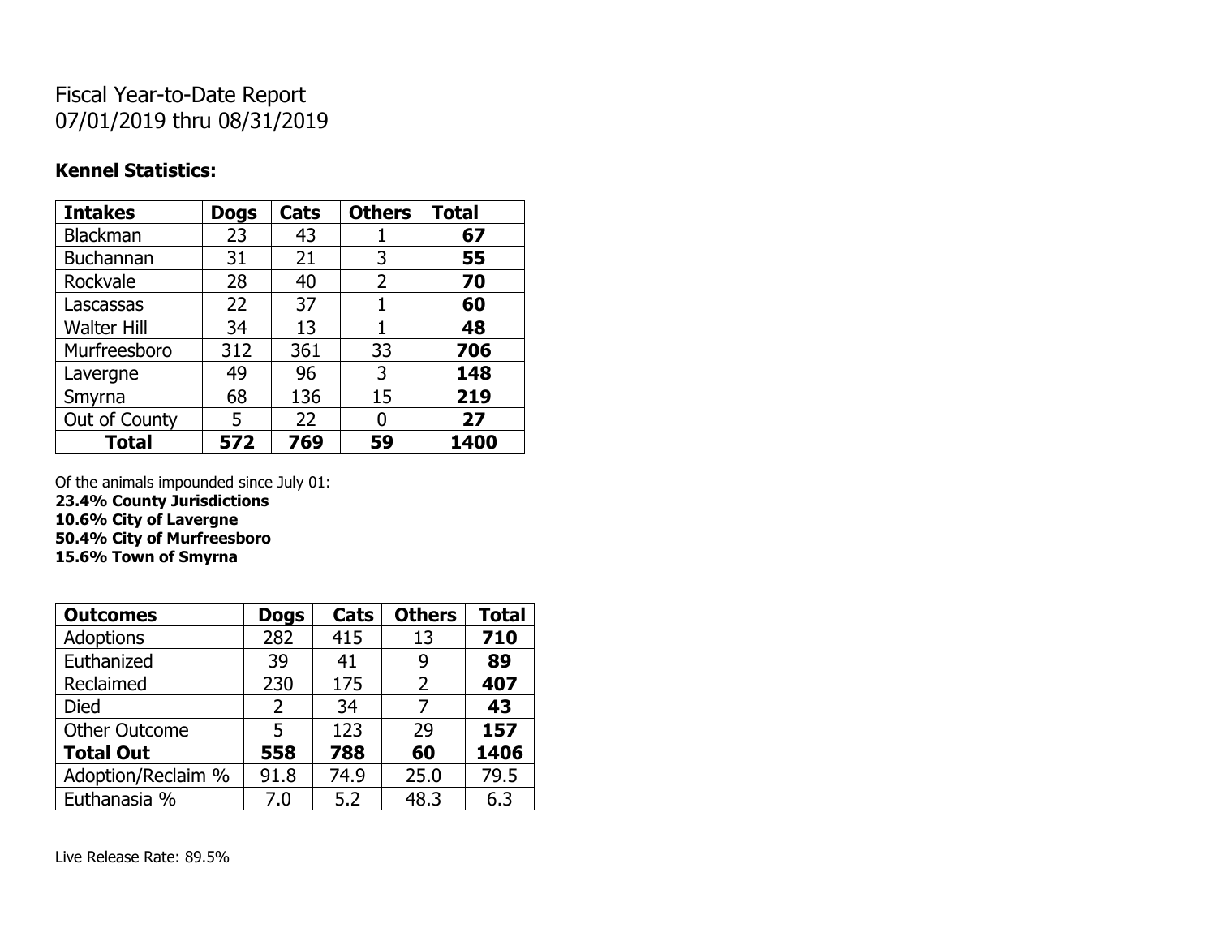Fiscal Year-to-Date Report
07/01/2019 thru 08/31/2019

**Kennel Statistics:**

| Intakes | Dogs | Cats | Others | Total |
|---|---|---|---|---|
| Blackman | 23 | 43 | 1 | **67** |
| Buchannan | 31 | 21 | 3 | **55** |
| Rockvale | 28 | 40 | 2 | **70** |
| Lascassas | 22 | 37 | 1 | **60** |
| Walter Hill | 34 | 13 | 1 | **48** |
| Murfreesboro | 312 | 361 | 33 | **706** |
| Lavergne | 49 | 96 | 3 | **148** |
| Smyrna | 68 | 136 | 15 | **219** |
| Out of County | 5 | 22 | 0 | **27** |
| **Total** | **572** | **769** | **59** | **1400** |

Of the animals impounded since July 01:
**23.4% County Jurisdictions**
**10.6% City of Lavergne**
**50.4% City of Murfreesboro**
**15.6% Town of Smyrna**

| Outcomes | Dogs | Cats | Others | Total |
|---|---|---|---|---|
| Adoptions | 282 | 415 | 13 | **710** |
| Euthanized | 39 | 41 | 9 | **89** |
| Reclaimed | 230 | 175 | 2 | **407** |
| Died | 2 | 34 | 7 | **43** |
| Other Outcome | 5 | 123 | 29 | **157** |
| **Total Out** | **558** | **788** | **60** | **1406** |
| Adoption/Reclaim % | 91.8 | 74.9 | 25.0 | 79.5 |
| Euthanasia % | 7.0 | 5.2 | 48.3 | 6.3 |

Live Release Rate: 89.5%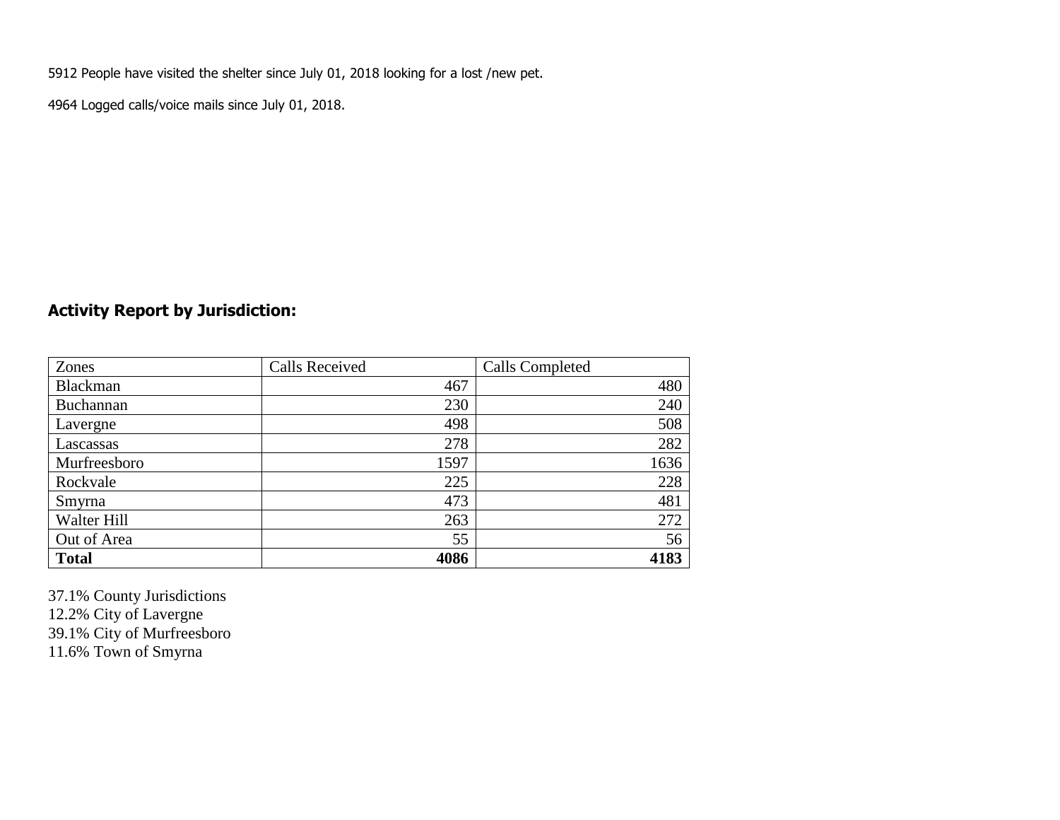5912 People have visited the shelter since July 01, 2018 looking for a lost /new pet.

4964 Logged calls/voice mails since July 01, 2018.

## Activity Report by Jurisdiction:

| Zones | Calls Received | Calls Completed |
|---|---|---|
| Blackman | 467 | 480 |
| Buchannan | 230 | 240 |
| Lavergne | 498 | 508 |
| Lascassas | 278 | 282 |
| Murfreesboro | 1597 | 1636 |
| Rockvale | 225 | 228 |
| Smyrna | 473 | 481 |
| Walter Hill | 263 | 272 |
| Out of Area | 55 | 56 |
| **Total** | **4086** | **4183** |

37.1% County Jurisdictions
12.2% City of Lavergne
39.1% City of Murfreesboro
11.6% Town of Smyrna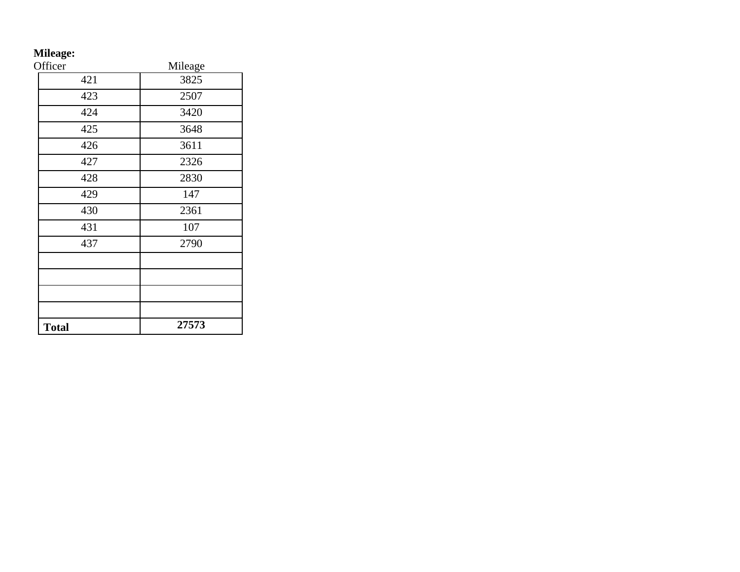**Mileage:**

| Officer | Mileage |
|---|---|
| 421 | 3825 |
| 423 | 2507 |
| 424 | 3420 |
| 425 | 3648 |
| 426 | 3611 |
| 427 | 2326 |
| 428 | 2830 |
| 429 | 147 |
| 430 | 2361 |
| 431 | 107 |
| 437 | 2790 |
| | |
| | |
| | |
| | |
| **Total** | **27573** |